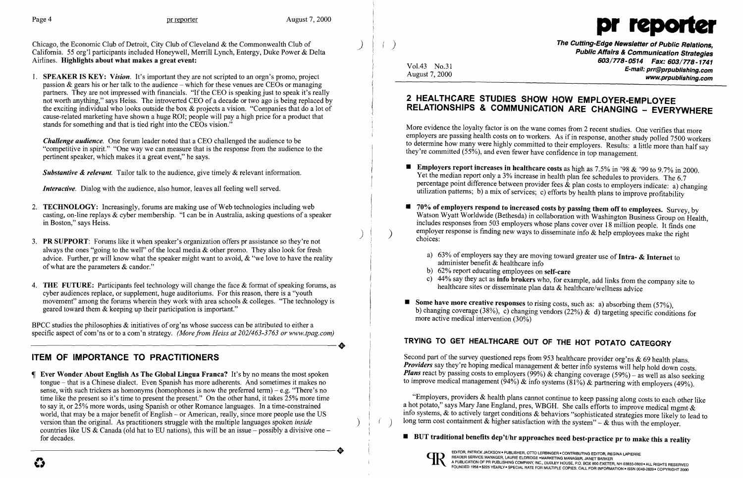Chicago, the Economic Club of Detroit, City Club of Cleveland & the Commonwealth Club of California. 55 org'l participants included Honeywell, Merrill Lynch, Entergy, Duke Power & Delta Airlines. **Highlights about what makes a great event:**

1. **SPEAKER IS KEY:** ***Vision.*** It's important they are not scripted to an orgn's promo, project passion & gears his or her talk to the audience – which for these venues are CEOs or managing partners. They are not impressed with financials. "If the CEO is speaking just to speak it's really not worth anything," says Heiss. The introverted CEO of a decade or two ago is being replaced by the exciting individual who looks outside the box & projects a vision. "Companies that do a lot of cause-related marketing have shown a huge ROI; people will pay a high price for a product that stands for something and that is tied right into the CEOs vision."

   ***Challenge audience.*** One forum leader noted that a CEO challenged the audience to be "competitive in spirit." "One way we can measure that is the response from the audience to the pertinent speaker, which makes it a great event," he says.

   ***Substantive & relevant.*** Tailor talk to the audience, give timely & relevant information.

   ***Interactive.*** Dialog with the audience, also humor, leaves all feeling well served.

2. **TECHNOLOGY:** Increasingly, forums are making use of Web technologies including web casting, on-line replays & cyber membership. "I can be in Australia, asking questions of a speaker in Boston," says Heiss.

3. **PR SUPPORT:** Forums like it when speaker's organization offers pr assistance so they're not always the ones "going to the well" of the local media & other promo. They also look for fresh advice. Further, pr will know what the speaker might want to avoid, & "we love to have the reality of what are the parameters & candor."

4. **THE FUTURE:** Participants feel technology will change the face & format of speaking forums, as cyber audiences replace, or supplement, huge auditoriums. For this reason, there is a "youth movement" among the forums wherein they work with area schools & colleges. "The technology is geared toward them & keeping up their participation is important."

BPCC studies the philosophies & initiatives of org'ns whose success can be attributed to either a specific aspect of com'ns or to a com'n strategy. *(More from Heiss at 202/463-3763 or www.tpag.com)*

## ITEM OF IMPORTANCE TO PRACTITIONERS

¶ **Ever Wonder About English As The Global Lingua Franca?** It's by no means the most spoken tongue – that is a Chinese dialect. Even Spanish has more adherents. And sometimes it makes no sense, with such trickers as homonyms (homophones is now the preferred term) – e.g. "There's no time like the present so it's time to present the present." On the other hand, it takes 25% more time to say it, or 25% more words, using Spanish or other Romance languages. In a time-constrained world, that may be a major benefit of English – or American, really, since more people use the US version than the original. As practitioners struggle with the multiple languages spoken *inside* countries like US & Canada (old hat to EU nations), this will be an issue – possibly a divisive one – for decades.

# pr reporter

**The Cutting-Edge Newsletter of Public Relations, Public Affairs & Communication Strategies**
**603/778-0514 Fax: 603/778-1741**
**E-mail: prr@prpublishing.com**
**www.prpublishing.com**

Vol.43 No.31
August 7, 2000

## 2 HEALTHCARE STUDIES SHOW HOW EMPLOYER-EMPLOYEE RELATIONSHIPS & COMMUNICATION ARE CHANGING – EVERYWHERE

More evidence the loyalty factor is on the wane comes from 2 recent studies. One verifies that more employers are passing health costs on to workers. As if in response, another study polled 7500 workers to determine how many were highly committed to their employers. Results: a little more than half say they're committed (55%), and even fewer have confidence in top management.

- **Employers report increases in healthcare costs** as high as 7.5% in '98 & '99 to 9.7% in 2000. Yet the median report only a 3% increase in health plan fee schedules to providers. The 6.7 percentage point difference between provider fees & plan costs to employers indicate: a) changing utilization patterns; b) a mix of services; c) efforts by health plans to improve profitability

- **70% of employers respond to increased costs by passing them off to employees.** Survey, by Watson Wyatt Worldwide (Bethesda) in collaboration with Washington Business Group on Health, includes responses from 503 employers whose plans cover over 18 million people. It finds one employer response is finding new ways to disseminate info & help employees make the right choices:

  a) 63% of employers say they are moving toward greater use of **Intra- & Internet** to administer benefit & healthcare info
  b) 62% report educating employees on **self-care**
  c) 44% say they act as **info brokers** who, for example, add links from the company site to healthcare sites or disseminate plan data & healthcare/wellness advice

- **Some have more creative responses** to rising costs, such as: a) absorbing them (57%), b) changing coverage (38%), c) changing vendors (22%) & d) targeting specific conditions for more active medical intervention (30%)

### TRYING TO GET HEALTHCARE OUT OF THE HOT POTATO CATEGORY

Second part of the survey questioned reps from 953 healthcare provider org'ns & 69 health plans. ***Providers*** say they're hoping medical management & better info systems will help hold down costs. ***Plans*** react by passing costs to employers (99%) & changing coverage (59%) – as well as also seeking to improve medical management (94%) & info systems (81%) & partnering with employers (49%).

"Employers, providers & health plans cannot continue to keep passing along costs to each other like a hot potato," says Mary Jane England, pres, WBGH. She calls efforts to improve medical mgmt & info systems, & to actively target conditions & behaviors "sophisticated strategies more likely to lead to long term cost containment & higher satisfaction with the system" – & thus with the employer.

- **BUT traditional benefits dep't/hr approaches need best-practice pr to make this a reality**

EDITOR, PATRICK JACKSON • PUBLISHER, OTTO LERBINGER • CONTRIBUTING EDITOR, REGINA LAPIERRE
READER SERVICE MANAGER, LAURIE ELDRIDGE • MARKETING MANAGER, JANET BARKER
A PUBLICATION OF PR PUBLISHING COMPANY, INC., DUDLEY HOUSE, P.O. BOX 600 EXETER, NH 03833-0600 • ALL RIGHTS RESERVED
FOUNDED 1958 • $225 YEARLY • SPECIAL RATE FOR MULTIPLE COPIES: CALL FOR INFORMATION • ISSN 0048-2609 • COPYRIGHT 2000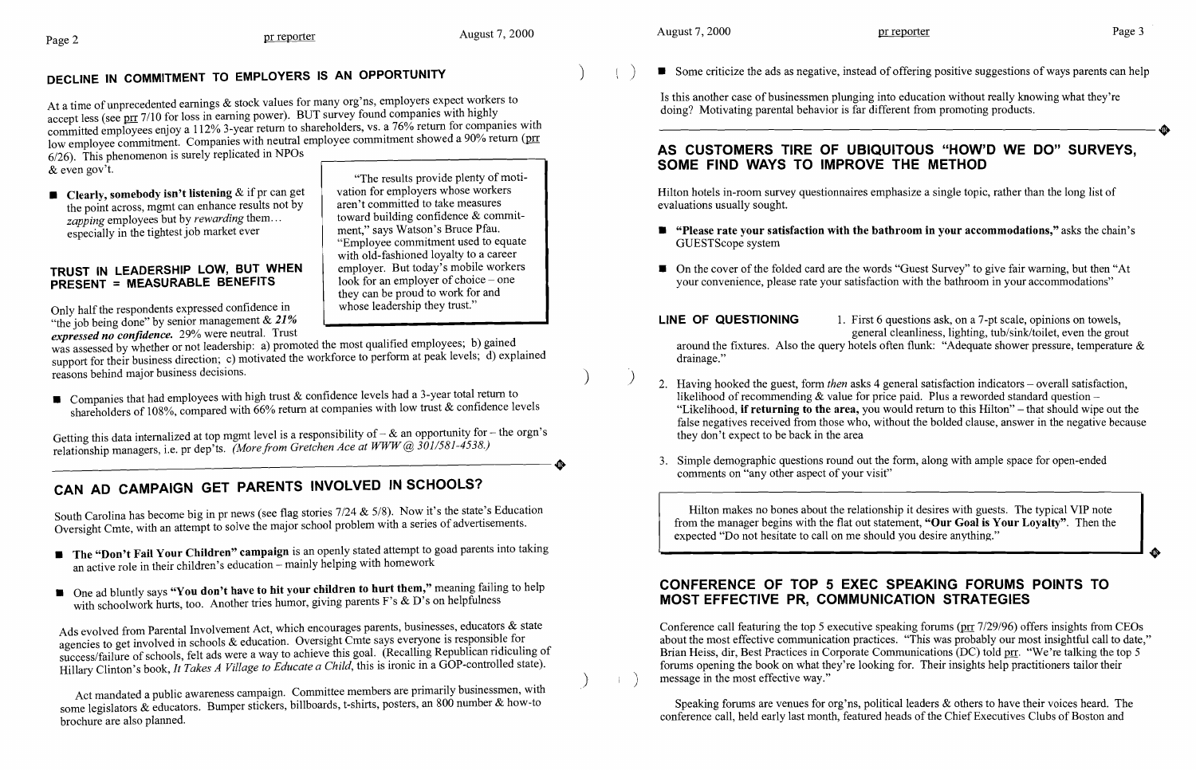## DECLINE IN COMMITMENT TO EMPLOYERS IS AN OPPORTUNITY

At a time of unprecedented earnings & stock values for many org'ns, employers expect workers to accept less (see prr 7/10 for loss in earning power). BUT survey found companies with highly committed employees enjoy a 112% 3-year return to shareholders, vs. a 76% return for companies with low employee commitment. Companies with neutral employee commitment showed a 90% return (prr 6/26). This phenomenon is surely replicated in NPOs & even gov't.

- **Clearly, somebody isn't listening** & if pr can get the point across, mgmt can enhance results not by *zapping* employees but by *rewarding* them... especially in the tightest job market ever

> "The results provide plenty of motivation for employers whose workers aren't committed to take measures toward building confidence & commitment," says Watson's Bruce Pfau. "Employee commitment used to equate with old-fashioned loyalty to a career employer. But today's mobile workers look for an employer of choice – one they can be proud to work for and whose leadership they trust."

### TRUST IN LEADERSHIP LOW, BUT WHEN PRESENT = MEASURABLE BENEFITS

Only half the respondents expressed confidence in "the job being done" by senior management & ***21% expressed no confidence.*** 29% were neutral. Trust was assessed by whether or not leadership: a) promoted the most qualified employees; b) gained support for their business direction; c) motivated the workforce to perform at peak levels; d) explained reasons behind major business decisions.

- Companies that had employees with high trust & confidence levels had a 3-year total return to shareholders of 108%, compared with 66% return at companies with low trust & confidence levels

Getting this data internalized at top mgmt level is a responsibility of – & an opportunity for – the orgn's relationship managers, i.e. pr dep'ts. *(More from Gretchen Ace at WWW @ 301/581-4538.)*

## CAN AD CAMPAIGN GET PARENTS INVOLVED IN SCHOOLS?

South Carolina has become big in pr news (see flag stories 7/24 & 5/8). Now it's the state's Education Oversight Cmte, with an attempt to solve the major school problem with a series of advertisements.

- **The "Don't Fail Your Children" campaign** is an openly stated attempt to goad parents into taking an active role in their children's education – mainly helping with homework
- One ad bluntly says **"You don't have to hit your children to hurt them,"** meaning failing to help with schoolwork hurts, too. Another tries humor, giving parents F's & D's on helpfulness

Ads evolved from Parental Involvement Act, which encourages parents, businesses, educators & state agencies to get involved in schools & education. Oversight Cmte says everyone is responsible for success/failure of schools, felt ads were a way to achieve this goal. (Recalling Republican ridiculing of Hillary Clinton's book, *It Takes A Village to Educate a Child*, this is ironic in a GOP-controlled state).

Act mandated a public awareness campaign. Committee members are primarily businessmen, with some legislators & educators. Bumper stickers, billboards, t-shirts, posters, an 800 number & how-to brochure are also planned.

- Some criticize the ads as negative, instead of offering positive suggestions of ways parents can help

Is this another case of businessmen plunging into education without really knowing what they're doing? Motivating parental behavior is far different from promoting products.

## AS CUSTOMERS TIRE OF UBIQUITOUS "HOW'D WE DO" SURVEYS, SOME FIND WAYS TO IMPROVE THE METHOD

Hilton hotels in-room survey questionnaires emphasize a single topic, rather than the long list of evaluations usually sought.

- **"Please rate your satisfaction with the bathroom in your accommodations,"** asks the chain's GUESTScope system
- On the cover of the folded card are the words "Guest Survey" to give fair warning, but then "At your convenience, please rate your satisfaction with the bathroom in your accommodations"

### LINE OF QUESTIONING

1. First 6 questions ask, on a 7-pt scale, opinions on towels, general cleanliness, lighting, tub/sink/toilet, even the grout around the fixtures. Also the query hotels often flunk: "Adequate shower pressure, temperature & drainage."
2. Having hooked the guest, form *then* asks 4 general satisfaction indicators – overall satisfaction, likelihood of recommending & value for price paid. Plus a reworded standard question – "Likelihood, **if returning to the area,** you would return to this Hilton" – that should wipe out the false negatives received from those who, without the bolded clause, answer in the negative because they don't expect to be back in the area
3. Simple demographic questions round out the form, along with ample space for open-ended comments on "any other aspect of your visit"

> Hilton makes no bones about the relationship it desires with guests. The typical VIP note from the manager begins with the flat out statement, **"Our Goal is Your Loyalty"**. Then the expected "Do not hesitate to call on me should you desire anything."

## CONFERENCE OF TOP 5 EXEC SPEAKING FORUMS POINTS TO MOST EFFECTIVE PR, COMMUNICATION STRATEGIES

Conference call featuring the top 5 executive speaking forums (prr 7/29/96) offers insights from CEOs about the most effective communication practices. "This was probably our most insightful call to date," Brian Heiss, dir, Best Practices in Corporate Communications (DC) told prr. "We're talking the top 5 forums opening the book on what they're looking for. Their insights help practitioners tailor their message in the most effective way."

Speaking forums are venues for org'ns, political leaders & others to have their voices heard. The conference call, held early last month, featured heads of the Chief Executives Clubs of Boston and